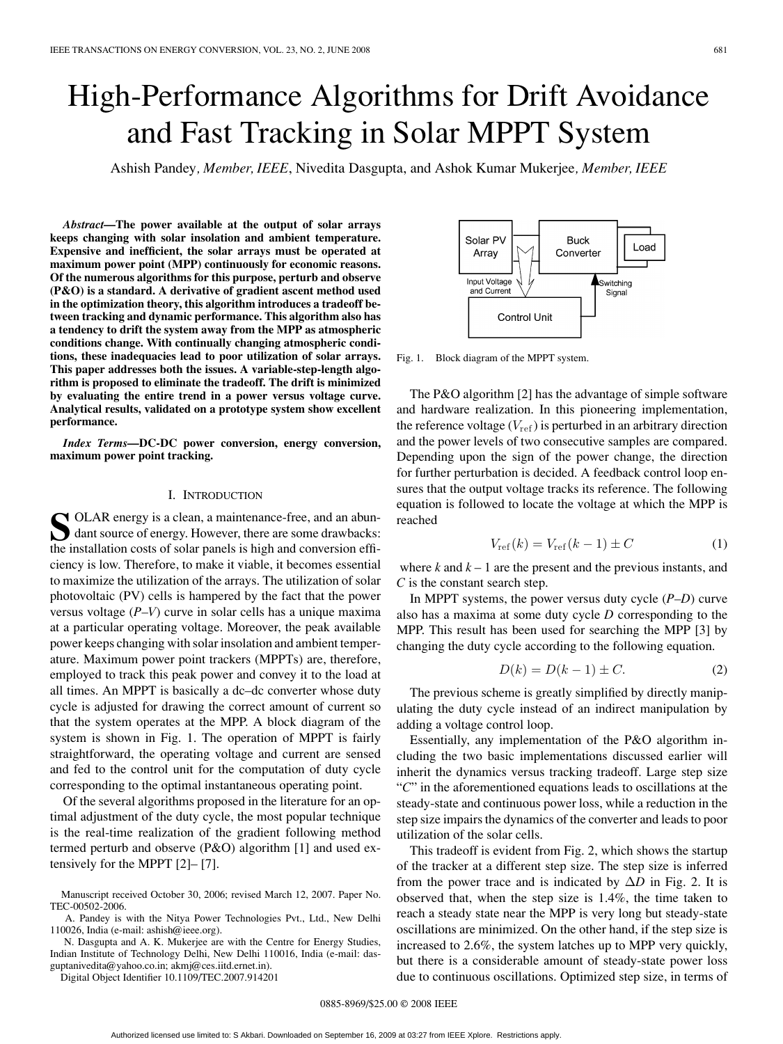# High-Performance Algorithms for Drift Avoidance and Fast Tracking in Solar MPPT System

Ashish Pandey, *Member, IEEE*, Nivedita Dasgupta, and Ashok Kumar Mukerjee, *Member, IEEE*

***Abstract*—The power available at the output of solar arrays keeps changing with solar insolation and ambient temperature. Expensive and inefficient, the solar arrays must be operated at maximum power point (MPP) continuously for economic reasons. Of the numerous algorithms for this purpose, perturb and observe (P&O) is a standard. A derivative of gradient ascent method used in the optimization theory, this algorithm introduces a tradeoff between tracking and dynamic performance. This algorithm also has a tendency to drift the system away from the MPP as atmospheric conditions change. With continually changing atmospheric conditions, these inadequacies lead to poor utilization of solar arrays. This paper addresses both the issues. A variable-step-length algorithm is proposed to eliminate the tradeoff. The drift is minimized by evaluating the entire trend in a power versus voltage curve. Analytical results, validated on a prototype system show excellent performance.**

***Index Terms*—DC-DC power conversion, energy conversion, maximum power point tracking.**

## I. Introduction

Solar energy is a clean, a maintenance-free, and an abundant source of energy. However, there are some drawbacks: the installation costs of solar panels is high and conversion efficiency is low. Therefore, to make it viable, it becomes essential to maximize the utilization of the arrays. The utilization of solar photovoltaic (PV) cells is hampered by the fact that the power versus voltage (*P*–*V*) curve in solar cells has a unique maxima at a particular operating voltage. Moreover, the peak available power keeps changing with solar insolation and ambient temperature. Maximum power point trackers (MPPTs) are, therefore, employed to track this peak power and convey it to the load at all times. An MPPT is basically a dc–dc converter whose duty cycle is adjusted for drawing the correct amount of current so that the system operates at the MPP. A block diagram of the system is shown in Fig. 1. The operation of MPPT is fairly straightforward, the operating voltage and current are sensed and fed to the control unit for the computation of duty cycle corresponding to the optimal instantaneous operating point.

Of the several algorithms proposed in the literature for an optimal adjustment of the duty cycle, the most popular technique is the real-time realization of the gradient following method termed perturb and observe (P&O) algorithm [1] and used extensively for the MPPT [2]– [7].

Manuscript received October 30, 2006; revised March 12, 2007. Paper No. TEC-00502-2006.

A. Pandey is with the Nitya Power Technologies Pvt., Ltd., New Delhi 110026, India (e-mail: ashish@ieee.org).

N. Dasgupta and A. K. Mukerjee are with the Centre for Energy Studies, Indian Institute of Technology Delhi, New Delhi 110016, India (e-mail: dasguptanivedita@yahoo.co.in; akmj@ces.iitd.ernet.in).

Digital Object Identifier 10.1109/TEC.2007.914201

Solar PV Array
Buck Converter
Load
Input Voltage and Current
Switching Signal
Control Unit

Fig. 1. Block diagram of the MPPT system.

The P&O algorithm [2] has the advantage of simple software and hardware realization. In this pioneering implementation, the reference voltage ($V_{\text{ref}}$) is perturbed in an arbitrary direction and the power levels of two consecutive samples are compared. Depending upon the sign of the power change, the direction for further perturbation is decided. A feedback control loop ensures that the output voltage tracks its reference. The following equation is followed to locate the voltage at which the MPP is reached

$$V_{\text{ref}}(k) = V_{\text{ref}}(k-1) \pm C \tag{1}$$

where *k* and *k* – 1 are the present and the previous instants, and *C* is the constant search step.

In MPPT systems, the power versus duty cycle (*P*–*D*) curve also has a maxima at some duty cycle *D* corresponding to the MPP. This result has been used for searching the MPP [3] by changing the duty cycle according to the following equation.

$$D(k) = D(k-1) \pm C. \tag{2}$$

The previous scheme is greatly simplified by directly manipulating the duty cycle instead of an indirect manipulation by adding a voltage control loop.

Essentially, any implementation of the P&O algorithm including the two basic implementations discussed earlier will inherit the dynamics versus tracking tradeoff. Large step size "*C*" in the aforementioned equations leads to oscillations at the steady-state and continuous power loss, while a reduction in the step size impairs the dynamics of the converter and leads to poor utilization of the solar cells.

This tradeoff is evident from Fig. 2, which shows the startup of the tracker at a different step size. The step size is inferred from the power trace and is indicated by $\Delta D$ in Fig. 2. It is observed that, when the step size is 1.4%, the time taken to reach a steady state near the MPP is very long but steady-state oscillations are minimized. On the other hand, if the step size is increased to 2.6%, the system latches up to MPP very quickly, but there is a considerable amount of steady-state power loss due to continuous oscillations. Optimized step size, in terms of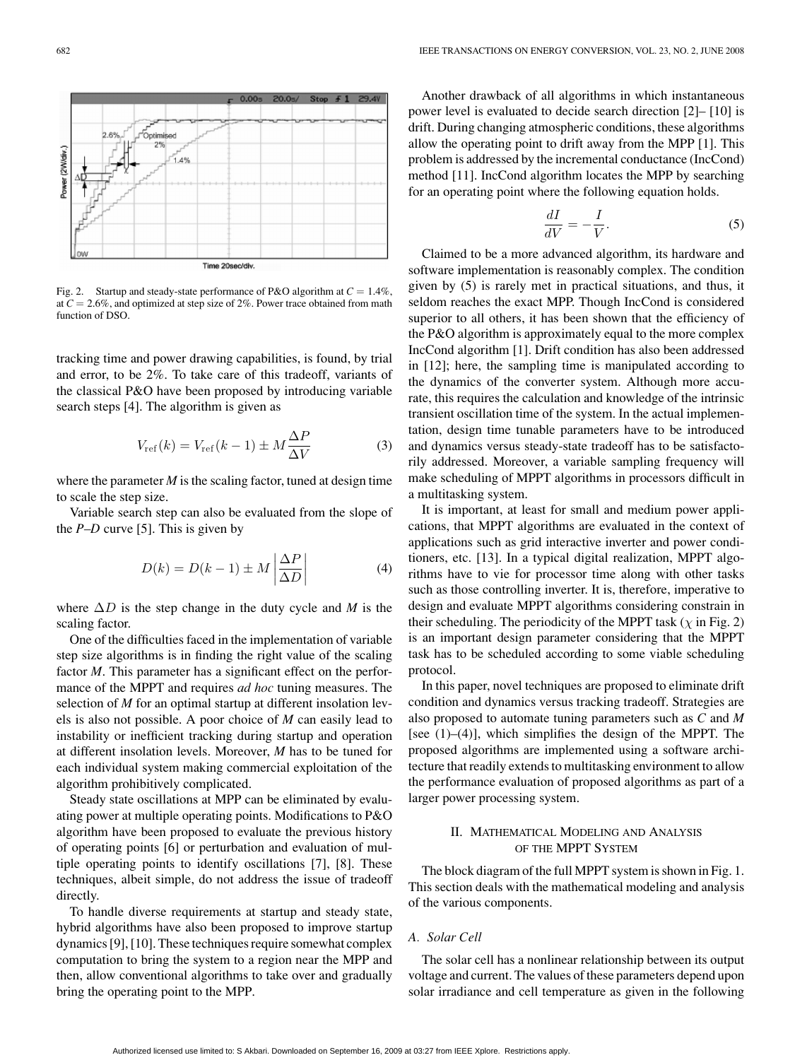0.00s 20.0s/ Stop f 1 29.4V

2.6%

Optimised 2%

1.4%

ΔD

Power (2W/div.)

0W

Time 20sec/div.

Fig. 2. Startup and steady-state performance of P&O algorithm at $C = 1.4\%$, at $C = 2.6\%$, and optimized at step size of 2%. Power trace obtained from math function of DSO.

tracking time and power drawing capabilities, is found, by trial and error, to be 2%. To take care of this tradeoff, variants of the classical P&O have been proposed by introducing variable search steps [4]. The algorithm is given as

$$V_{\mathrm{ref}}(k) = V_{\mathrm{ref}}(k-1) \pm M\frac{\Delta P}{\Delta V} \tag{3}$$

where the parameter *M* is the scaling factor, tuned at design time to scale the step size.

Variable search step can also be evaluated from the slope of the *P–D* curve [5]. This is given by

$$D(k) = D(k-1) \pm M\left|\frac{\Delta P}{\Delta D}\right| \tag{4}$$

where $\Delta D$ is the step change in the duty cycle and *M* is the scaling factor.

One of the difficulties faced in the implementation of variable step size algorithms is in finding the right value of the scaling factor *M*. This parameter has a significant effect on the performance of the MPPT and requires *ad hoc* tuning measures. The selection of *M* for an optimal startup at different insolation levels is also not possible. A poor choice of *M* can easily lead to instability or inefficient tracking during startup and operation at different insolation levels. Moreover, *M* has to be tuned for each individual system making commercial exploitation of the algorithm prohibitively complicated.

Steady state oscillations at MPP can be eliminated by evaluating power at multiple operating points. Modifications to P&O algorithm have been proposed to evaluate the previous history of operating points [6] or perturbation and evaluation of multiple operating points to identify oscillations [7], [8]. These techniques, albeit simple, do not address the issue of tradeoff directly.

To handle diverse requirements at startup and steady state, hybrid algorithms have also been proposed to improve startup dynamics [9], [10]. These techniques require somewhat complex computation to bring the system to a region near the MPP and then, allow conventional algorithms to take over and gradually bring the operating point to the MPP.

Another drawback of all algorithms in which instantaneous power level is evaluated to decide search direction [2]– [10] is drift. During changing atmospheric conditions, these algorithms allow the operating point to drift away from the MPP [1]. This problem is addressed by the incremental conductance (IncCond) method [11]. IncCond algorithm locates the MPP by searching for an operating point where the following equation holds.

$$\frac{dI}{dV} = -\frac{I}{V}. \tag{5}$$

Claimed to be a more advanced algorithm, its hardware and software implementation is reasonably complex. The condition given by (5) is rarely met in practical situations, and thus, it seldom reaches the exact MPP. Though IncCond is considered superior to all others, it has been shown that the efficiency of the P&O algorithm is approximately equal to the more complex IncCond algorithm [1]. Drift condition has also been addressed in [12]; here, the sampling time is manipulated according to the dynamics of the converter system. Although more accurate, this requires the calculation and knowledge of the intrinsic transient oscillation time of the system. In the actual implementation, design time tunable parameters have to be introduced and dynamics versus steady-state tradeoff has to be satisfactorily addressed. Moreover, a variable sampling frequency will make scheduling of MPPT algorithms in processors difficult in a multitasking system.

It is important, at least for small and medium power applications, that MPPT algorithms are evaluated in the context of applications such as grid interactive inverter and power conditioners, etc. [13]. In a typical digital realization, MPPT algorithms have to vie for processor time along with other tasks such as those controlling inverter. It is, therefore, imperative to design and evaluate MPPT algorithms considering constrain in their scheduling. The periodicity of the MPPT task ($\chi$ in Fig. 2) is an important design parameter considering that the MPPT task has to be scheduled according to some viable scheduling protocol.

In this paper, novel techniques are proposed to eliminate drift condition and dynamics versus tracking tradeoff. Strategies are also proposed to automate tuning parameters such as *C* and *M* [see (1)–(4)], which simplifies the design of the MPPT. The proposed algorithms are implemented using a software architecture that readily extends to multitasking environment to allow the performance evaluation of proposed algorithms as part of a larger power processing system.

## II. Mathematical Modeling and Analysis of the MPPT System

The block diagram of the full MPPT system is shown in Fig. 1. This section deals with the mathematical modeling and analysis of the various components.

### A. Solar Cell

The solar cell has a nonlinear relationship between its output voltage and current. The values of these parameters depend upon solar irradiance and cell temperature as given in the following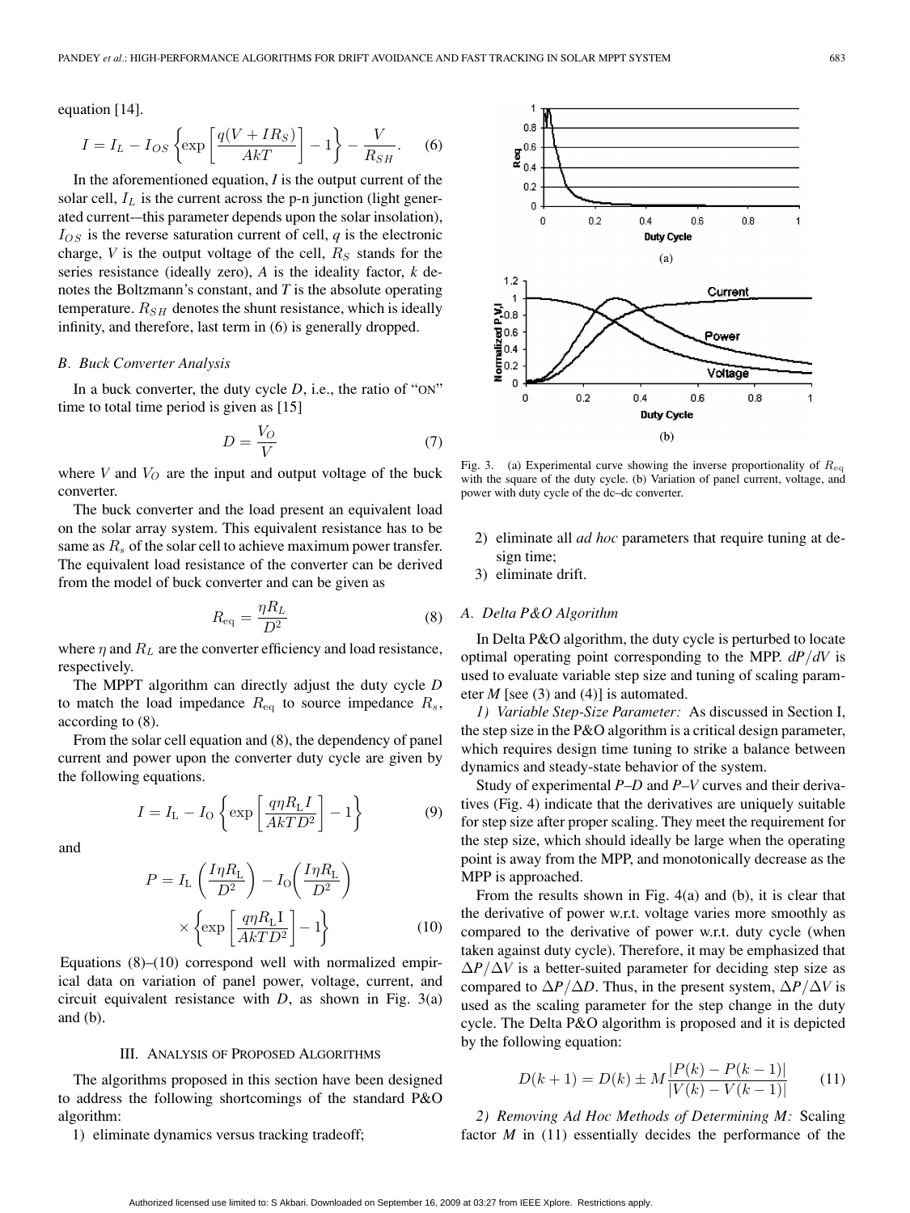equation [14].

$$I = I_L - I_{OS}\left\{\exp\left[\frac{q(V + IR_S)}{AkT}\right] - 1\right\} - \frac{V}{R_{SH}}. \quad (6)$$

In the aforementioned equation, *I* is the output current of the solar cell, $I_L$ is the current across the p-n junction (light generated current—this parameter depends upon the solar insolation), $I_{OS}$ is the reverse saturation current of cell, *q* is the electronic charge, *V* is the output voltage of the cell, $R_S$ stands for the series resistance (ideally zero), *A* is the ideality factor, *k* denotes the Boltzmann's constant, and *T* is the absolute operating temperature. $R_{SH}$ denotes the shunt resistance, which is ideally infinity, and therefore, last term in (6) is generally dropped.

### *B. Buck Converter Analysis*

In a buck converter, the duty cycle *D*, i.e., the ratio of "ON" time to total time period is given as [15]

$$D = \frac{V_O}{V} \quad (7)$$

where *V* and $V_O$ are the input and output voltage of the buck converter.

The buck converter and the load present an equivalent load on the solar array system. This equivalent resistance has to be same as $R_s$ of the solar cell to achieve maximum power transfer. The equivalent load resistance of the converter can be derived from the model of buck converter and can be given as

$$R_{\text{eq}} = \frac{\eta R_L}{D^2} \quad (8)$$

where $\eta$ and $R_L$ are the converter efficiency and load resistance, respectively.

The MPPT algorithm can directly adjust the duty cycle *D* to match the load impedance $R_{\text{eq}}$ to source impedance $R_s$, according to (8).

From the solar cell equation and (8), the dependency of panel current and power upon the converter duty cycle are given by the following equations.

$$I = I_{\text{L}} - I_{\text{O}}\left\{\exp\left[\frac{q\eta R_{\text{L}} I}{AkTD^2}\right] - 1\right\} \quad (9)$$

and

$$P = I_{\text{L}}\left(\frac{I\eta R_{\text{L}}}{D^2}\right) - I_{\text{O}}\left(\frac{I\eta R_{\text{L}}}{D^2}\right) \times \left\{\exp\left[\frac{q\eta R_{\text{L}}\text{I}}{AkTD^2}\right] - 1\right\} \quad (10)$$

Equations (8)–(10) correspond well with normalized empirical data on variation of panel power, voltage, current, and circuit equivalent resistance with *D*, as shown in Fig. 3(a) and (b).

## III. Analysis of Proposed Algorithms

The algorithms proposed in this section have been designed to address the following shortcomings of the standard P&O algorithm:

1) eliminate dynamics versus tracking tradeoff;
2) eliminate all *ad hoc* parameters that require tuning at design time;
3) eliminate drift.

Fig. 3. (a) Experimental curve showing the inverse proportionality of $R_{\text{eq}}$ with the square of the duty cycle. (b) Variation of panel current, voltage, and power with duty cycle of the dc–dc converter.

### *A. Delta P&O Algorithm*

In Delta P&O algorithm, the duty cycle is perturbed to locate optimal operating point corresponding to the MPP. $dP/dV$ is used to evaluate variable step size and tuning of scaling parameter *M* [see (3) and (4)] is automated.

*1) Variable Step-Size Parameter:* As discussed in Section I, the step size in the P&O algorithm is a critical design parameter, which requires design time tuning to strike a balance between dynamics and steady-state behavior of the system.

Study of experimental *P–D* and *P–V* curves and their derivatives (Fig. 4) indicate that the derivatives are uniquely suitable for step size after proper scaling. They meet the requirement for the step size, which should ideally be large when the operating point is away from the MPP, and monotonically decrease as the MPP is approached.

From the results shown in Fig. 4(a) and (b), it is clear that the derivative of power w.r.t. voltage varies more smoothly as compared to the derivative of power w.r.t. duty cycle (when taken against duty cycle). Therefore, it may be emphasized that $\Delta P/\Delta V$ is a better-suited parameter for deciding step size as compared to $\Delta P/\Delta D$. Thus, in the present system, $\Delta P/\Delta V$ is used as the scaling parameter for the step change in the duty cycle. The Delta P&O algorithm is proposed and it is depicted by the following equation:

$$D(k+1) = D(k) \pm M\frac{|P(k) - P(k-1)|}{|V(k) - V(k-1)|} \quad (11)$$

*2) Removing Ad Hoc Methods of Determining M:* Scaling factor *M* in (11) essentially decides the performance of the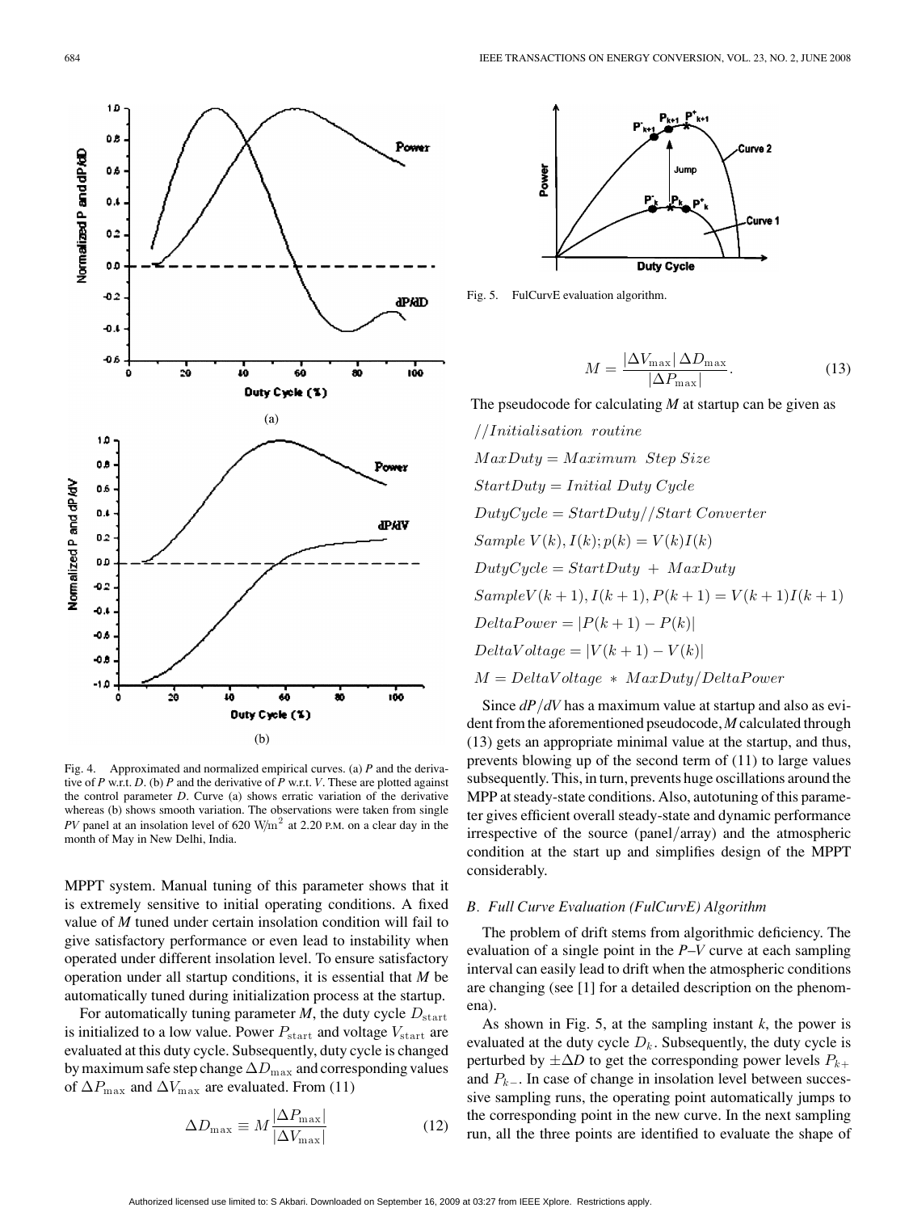Fig. 4. Approximated and normalized empirical curves. (a) *P* and the derivative of *P* w.r.t. *D*. (b) *P* and the derivative of *P* w.r.t. *V*. These are plotted against the control parameter *D*. Curve (a) shows erratic variation of the derivative whereas (b) shows smooth variation. The observations were taken from single *PV* panel at an insolation level of 620 W/m$^2$ at 2.20 P.M. on a clear day in the month of May in New Delhi, India.

MPPT system. Manual tuning of this parameter shows that it is extremely sensitive to initial operating conditions. A fixed value of *M* tuned under certain insolation condition will fail to give satisfactory performance or even lead to instability when operated under different insolation level. To ensure satisfactory operation under all startup conditions, it is essential that *M* be automatically tuned during initialization process at the startup.

For automatically tuning parameter *M*, the duty cycle $D_{\text{start}}$ is initialized to a low value. Power $P_{\text{start}}$ and voltage $V_{\text{start}}$ are evaluated at this duty cycle. Subsequently, duty cycle is changed by maximum safe step change $\Delta D_{\max}$ and corresponding values of $\Delta P_{\max}$ and $\Delta V_{\max}$ are evaluated. From (11)

$$\Delta D_{\max} \equiv M \frac{|\Delta P_{\max}|}{|\Delta V_{\max}|} \tag{12}$$

Fig. 5. FulCurvE evaluation algorithm.

$$M = \frac{|\Delta V_{\max}|\, \Delta D_{\max}}{|\Delta P_{\max}|}. \tag{13}$$

The pseudocode for calculating *M* at startup can be given as

$//Initialisation\ \ routine$

$MaxDuty = Maximum\ \ Step\ Size$

$StartDuty = Initial\ Duty\ Cycle$

$DutyCycle = StartDuty//Start\ Converter$

$Sample\ V(k), I(k); p(k) = V(k)I(k)$

$DutyCycle = StartDuty\ +\ MaxDuty$

$SampleV(k+1), I(k+1), P(k+1) = V(k+1)I(k+1)$

$DeltaPower = |P(k+1) - P(k)|$

$DeltaVoltage = |V(k+1) - V(k)|$

$M = DeltaVoltage\ *\ MaxDuty/DeltaPower$

Since $dP/dV$ has a maximum value at startup and also as evident from the aforementioned pseudocode, *M* calculated through (13) gets an appropriate minimal value at the startup, and thus, prevents blowing up of the second term of (11) to large values subsequently. This, in turn, prevents huge oscillations around the MPP at steady-state conditions. Also, autotuning of this parameter gives efficient overall steady-state and dynamic performance irrespective of the source (panel/array) and the atmospheric condition at the start up and simplifies design of the MPPT considerably.

### *B. Full Curve Evaluation (FulCurvE) Algorithm*

The problem of drift stems from algorithmic deficiency. The evaluation of a single point in the *P–V* curve at each sampling interval can easily lead to drift when the atmospheric conditions are changing (see [1] for a detailed description on the phenomena).

As shown in Fig. 5, at the sampling instant *k*, the power is evaluated at the duty cycle $D_k$. Subsequently, the duty cycle is perturbed by $\pm\Delta D$ to get the corresponding power levels $P_{k+}$ and $P_{k-}$. In case of change in insolation level between successive sampling runs, the operating point automatically jumps to the corresponding point in the new curve. In the next sampling run, all the three points are identified to evaluate the shape of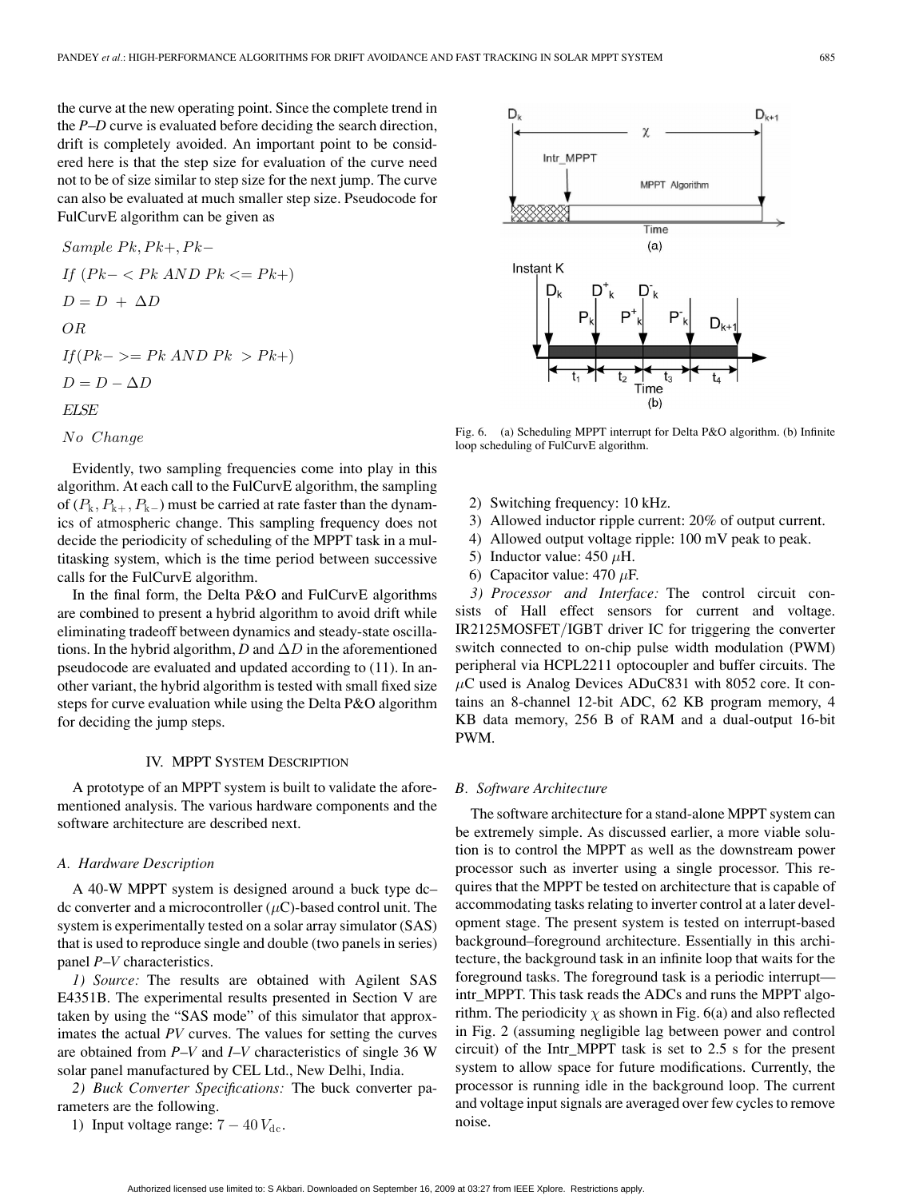the curve at the new operating point. Since the complete trend in the *P–D* curve is evaluated before deciding the search direction, drift is completely avoided. An important point to be considered here is that the step size for evaluation of the curve need not to be of size similar to step size for the next jump. The curve can also be evaluated at much smaller step size. Pseudocode for FulCurvE algorithm can be given as

$Sample\ Pk, Pk+, Pk-$

$If\ (Pk- < Pk\ AND\ Pk <= Pk+)$

$D = D\ +\ \Delta D$

$OR$

$If (Pk- >= Pk\ AND\ Pk\ > Pk+)$

$D = D - \Delta D$

*ELSE*

$No\ \ Change$

Evidently, two sampling frequencies come into play in this algorithm. At each call to the FulCurvE algorithm, the sampling of $(P_k, P_{k+}, P_{k-})$ must be carried at rate faster than the dynamics of atmospheric change. This sampling frequency does not decide the periodicity of scheduling of the MPPT task in a multitasking system, which is the time period between successive calls for the FulCurvE algorithm.

In the final form, the Delta P&O and FulCurvE algorithms are combined to present a hybrid algorithm to avoid drift while eliminating tradeoff between dynamics and steady-state oscillations. In the hybrid algorithm, *D* and $\Delta D$ in the aforementioned pseudocode are evaluated and updated according to (11). In another variant, the hybrid algorithm is tested with small fixed size steps for curve evaluation while using the Delta P&O algorithm for deciding the jump steps.

## IV. MPPT System Description

A prototype of an MPPT system is built to validate the aforementioned analysis. The various hardware components and the software architecture are described next.

### A. Hardware Description

A 40-W MPPT system is designed around a buck type dc–dc converter and a microcontroller ($\mu$C)-based control unit. The system is experimentally tested on a solar array simulator (SAS) that is used to reproduce single and double (two panels in series) panel *P–V* characteristics.

*1) Source:* The results are obtained with Agilent SAS E4351B. The experimental results presented in Section V are taken by using the "SAS mode" of this simulator that approximates the actual *PV* curves. The values for setting the curves are obtained from *P–V* and *I–V* characteristics of single 36 W solar panel manufactured by CEL Ltd., New Delhi, India.

*2) Buck Converter Specifications:* The buck converter parameters are the following.

1) Input voltage range: $7 - 40\,V_{\rm dc}$.

Fig. 6. (a) Scheduling MPPT interrupt for Delta P&O algorithm. (b) Infinite loop scheduling of FulCurvE algorithm.

2) Switching frequency: 10 kHz.
3) Allowed inductor ripple current: 20% of output current.
4) Allowed output voltage ripple: 100 mV peak to peak.
5) Inductor value: 450 $\mu$H.
6) Capacitor value: 470 $\mu$F.

*3) Processor and Interface:* The control circuit consists of Hall effect sensors for current and voltage. IR2125MOSFET/IGBT driver IC for triggering the converter switch connected to on-chip pulse width modulation (PWM) peripheral via HCPL2211 optocoupler and buffer circuits. The $\mu$C used is Analog Devices ADuC831 with 8052 core. It contains an 8-channel 12-bit ADC, 62 KB program memory, 4 KB data memory, 256 B of RAM and a dual-output 16-bit PWM.

### B. Software Architecture

The software architecture for a stand-alone MPPT system can be extremely simple. As discussed earlier, a more viable solution is to control the MPPT as well as the downstream power processor such as inverter using a single processor. This requires that the MPPT be tested on architecture that is capable of accommodating tasks relating to inverter control at a later development stage. The present system is tested on interrupt-based background–foreground architecture. Essentially in this architecture, the background task in an infinite loop that waits for the foreground tasks. The foreground task is a periodic interrupt—intr_MPPT. This task reads the ADCs and runs the MPPT algorithm. The periodicity $\chi$ as shown in Fig. 6(a) and also reflected in Fig. 2 (assuming negligible lag between power and control circuit) of the Intr_MPPT task is set to 2.5 s for the present system to allow space for future modifications. Currently, the processor is running idle in the background loop. The current and voltage input signals are averaged over few cycles to remove noise.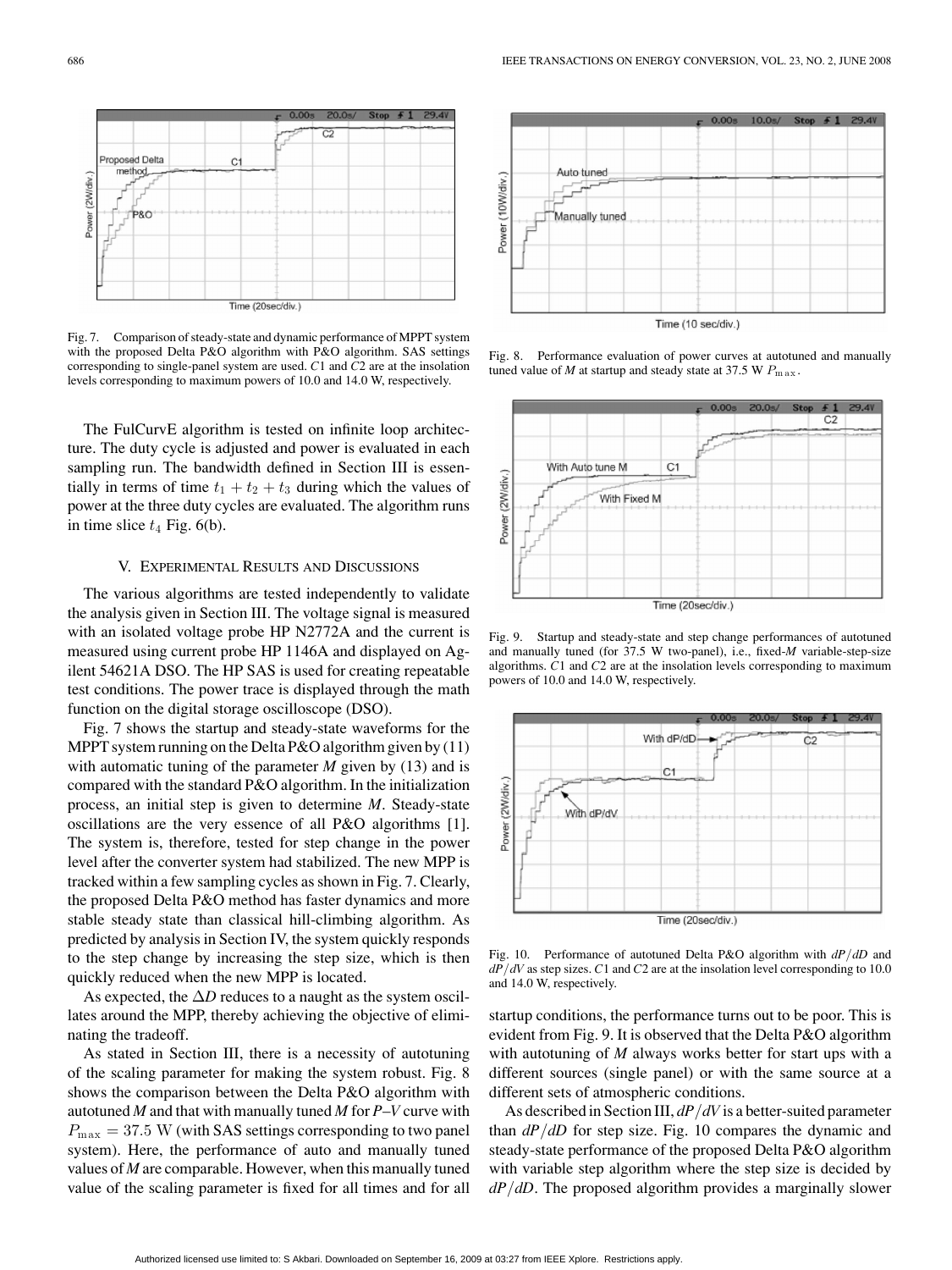Fig. 7. Comparison of steady-state and dynamic performance of MPPT system with the proposed Delta P&O algorithm with P&O algorithm. SAS settings corresponding to single-panel system are used. $C1$ and $C2$ are at the insolation levels corresponding to maximum powers of 10.0 and 14.0 W, respectively.

The FulCurvE algorithm is tested on infinite loop architecture. The duty cycle is adjusted and power is evaluated in each sampling run. The bandwidth defined in Section III is essentially in terms of time $t_1 + t_2 + t_3$ during which the values of power at the three duty cycles are evaluated. The algorithm runs in time slice $t_4$ Fig. 6(b).

## V. Experimental Results and Discussions

The various algorithms are tested independently to validate the analysis given in Section III. The voltage signal is measured with an isolated voltage probe HP N2772A and the current is measured using current probe HP 1146A and displayed on Agilent 54621A DSO. The HP SAS is used for creating repeatable test conditions. The power trace is displayed through the math function on the digital storage oscilloscope (DSO).

Fig. 7 shows the startup and steady-state waveforms for the MPPT system running on the Delta P&O algorithm given by (11) with automatic tuning of the parameter $M$ given by (13) and is compared with the standard P&O algorithm. In the initialization process, an initial step is given to determine $M$. Steady-state oscillations are the very essence of all P&O algorithms [1]. The system is, therefore, tested for step change in the power level after the converter system had stabilized. The new MPP is tracked within a few sampling cycles as shown in Fig. 7. Clearly, the proposed Delta P&O method has faster dynamics and more stable steady state than classical hill-climbing algorithm. As predicted by analysis in Section IV, the system quickly responds to the step change by increasing the step size, which is then quickly reduced when the new MPP is located.

As expected, the $\Delta D$ reduces to a naught as the system oscillates around the MPP, thereby achieving the objective of eliminating the tradeoff.

As stated in Section III, there is a necessity of autotuning of the scaling parameter for making the system robust. Fig. 8 shows the comparison between the Delta P&O algorithm with autotuned $M$ and that with manually tuned $M$ for $P$–$V$ curve with $P_{\max} = 37.5$ W (with SAS settings corresponding to two panel system). Here, the performance of auto and manually tuned values of $M$ are comparable. However, when this manually tuned value of the scaling parameter is fixed for all times and for all startup conditions, the performance turns out to be poor. This is evident from Fig. 9. It is observed that the Delta P&O algorithm with autotuning of $M$ always works better for start ups with a different sources (single panel) or with the same source at a different sets of atmospheric conditions.

As described in Section III, $dP/dV$ is a better-suited parameter than $dP/dD$ for step size. Fig. 10 compares the dynamic and steady-state performance of the proposed Delta P&O algorithm with variable step algorithm where the step size is decided by $dP/dD$. The proposed algorithm provides a marginally slower

Fig. 8. Performance evaluation of power curves at autotuned and manually tuned value of $M$ at startup and steady state at 37.5 W $P_{\max}$.

Fig. 9. Startup and steady-state and step change performances of autotuned and manually tuned (for 37.5 W two-panel), i.e., fixed-$M$ variable-step-size algorithms. $C1$ and $C2$ are at the insolation levels corresponding to maximum powers of 10.0 and 14.0 W, respectively.

Fig. 10. Performance of autotuned Delta P&O algorithm with $dP/dD$ and $dP/dV$ as step sizes. $C1$ and $C2$ are at the insolation level corresponding to 10.0 and 14.0 W, respectively.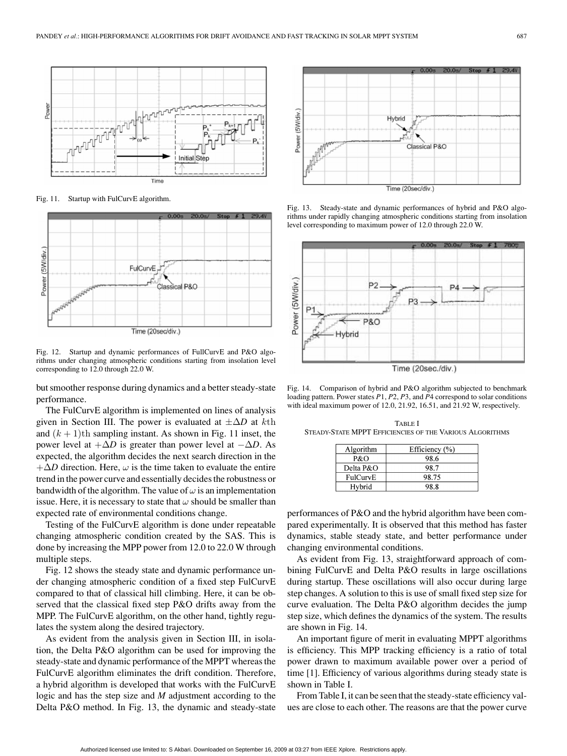Fig. 11. Startup with FulCurvE algorithm.

Fig. 12. Startup and dynamic performances of FullCurvE and P&O algorithms under changing atmospheric conditions starting from insolation level corresponding to 12.0 through 22.0 W.

but smoother response during dynamics and a better steady-state performance.

The FulCurvE algorithm is implemented on lines of analysis given in Section III. The power is evaluated at $\pm\Delta D$ at $k$th and $(k+1)$th sampling instant. As shown in Fig. 11 inset, the power level at $+\Delta D$ is greater than power level at $-\Delta D$. As expected, the algorithm decides the next search direction in the $+\Delta D$ direction. Here, $\omega$ is the time taken to evaluate the entire trend in the power curve and essentially decides the robustness or bandwidth of the algorithm. The value of $\omega$ is an implementation issue. Here, it is necessary to state that $\omega$ should be smaller than expected rate of environmental conditions change.

Testing of the FulCurvE algorithm is done under repeatable changing atmospheric condition created by the SAS. This is done by increasing the MPP power from 12.0 to 22.0 W through multiple steps.

Fig. 12 shows the steady state and dynamic performance under changing atmospheric condition of a fixed step FulCurvE compared to that of classical hill climbing. Here, it can be observed that the classical fixed step P&O drifts away from the MPP. The FulCurvE algorithm, on the other hand, tightly regulates the system along the desired trajectory.

As evident from the analysis given in Section III, in isolation, the Delta P&O algorithm can be used for improving the steady-state and dynamic performance of the MPPT whereas the FulCurvE algorithm eliminates the drift condition. Therefore, a hybrid algorithm is developed that works with the FulCurvE logic and has the step size and *M* adjustment according to the Delta P&O method. In Fig. 13, the dynamic and steady-state

Fig. 13. Steady-state and dynamic performances of hybrid and P&O algorithms under rapidly changing atmospheric conditions starting from insolation level corresponding to maximum power of 12.0 through 22.0 W.

Fig. 14. Comparison of hybrid and P&O algorithm subjected to benchmark loading pattern. Power states $P1$, $P2$, $P3$, and $P4$ correspond to solar conditions with ideal maximum power of 12.0, 21.92, 16.51, and 21.92 W, respectively.

TABLE I
STEADY-STATE MPPT EFFICIENCIES OF THE VARIOUS ALGORITHMS

| Algorithm | Efficiency (%) |
|---|---|
| P&O | 98.6 |
| Delta P&O | 98.7 |
| FulCurvE | 98.75 |
| Hybrid | 98.8 |

performances of P&O and the hybrid algorithm have been compared experimentally. It is observed that this method has faster dynamics, stable steady state, and better performance under changing environmental conditions.

As evident from Fig. 13, straightforward approach of combining FulCurvE and Delta P&O results in large oscillations during startup. These oscillations will also occur during large step changes. A solution to this is use of small fixed step size for curve evaluation. The Delta P&O algorithm decides the jump step size, which defines the dynamics of the system. The results are shown in Fig. 14.

An important figure of merit in evaluating MPPT algorithms is efficiency. This MPP tracking efficiency is a ratio of total power drawn to maximum available power over a period of time [1]. Efficiency of various algorithms during steady state is shown in Table I.

From Table I, it can be seen that the steady-state efficiency values are close to each other. The reasons are that the power curve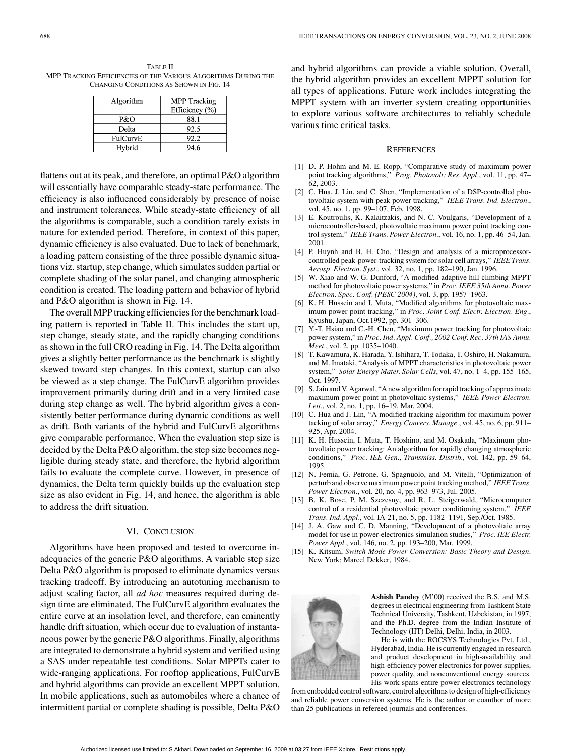TABLE II
MPP TRACKING EFFICIENCIES OF THE VARIOUS ALGORITHMS DURING THE CHANGING CONDITIONS AS SHOWN IN FIG. 14

| Algorithm | MPP Tracking Efficiency (%) |
|---|---|
| P&O | 88.1 |
| Delta | 92.5 |
| FulCurvE | 92.2 |
| Hybrid | 94.6 |

flattens out at its peak, and therefore, an optimal P&O algorithm will essentially have comparable steady-state performance. The efficiency is also influenced considerably by presence of noise and instrument tolerances. While steady-state efficiency of all the algorithms is comparable, such a condition rarely exists in nature for extended period. Therefore, in context of this paper, dynamic efficiency is also evaluated. Due to lack of benchmark, a loading pattern consisting of the three possible dynamic situations viz. startup, step change, which simulates sudden partial or complete shading of the solar panel, and changing atmospheric condition is created. The loading pattern and behavior of hybrid and P&O algorithm is shown in Fig. 14.

The overall MPP tracking efficiencies for the benchmark loading pattern is reported in Table II. This includes the start up, step change, steady state, and the rapidly changing conditions as shown in the full CRO reading in Fig. 14. The Delta algorithm gives a slightly better performance as the benchmark is slightly skewed toward step changes. In this context, startup can also be viewed as a step change. The FulCurvE algorithm provides improvement primarily during drift and in a very limited case during step change as well. The hybrid algorithm gives a consistently better performance during dynamic conditions as well as drift. Both variants of the hybrid and FulCurvE algorithms give comparable performance. When the evaluation step size is decided by the Delta P&O algorithm, the step size becomes negligible during steady state, and therefore, the hybrid algorithm fails to evaluate the complete curve. However, in presence of dynamics, the Delta term quickly builds up the evaluation step size as also evident in Fig. 14, and hence, the algorithm is able to address the drift situation.

## VI. CONCLUSION

Algorithms have been proposed and tested to overcome inadequacies of the generic P&O algorithms. A variable step size Delta P&O algorithm is proposed to eliminate dynamics versus tracking tradeoff. By introducing an autotuning mechanism to adjust scaling factor, all *ad hoc* measures required during design time are eliminated. The FulCurvE algorithm evaluates the entire curve at an insolation level, and therefore, can eminently handle drift situation, which occur due to evaluation of instantaneous power by the generic P&O algorithms. Finally, algorithms are integrated to demonstrate a hybrid system and verified using a SAS under repeatable test conditions. Solar MPPTs cater to wide-ranging applications. For rooftop applications, FulCurvE and hybrid algorithms can provide an excellent MPPT solution. In mobile applications, such as automobiles where a chance of intermittent partial or complete shading is possible, Delta P&O and hybrid algorithms can provide a viable solution. Overall, the hybrid algorithm provides an excellent MPPT solution for all types of applications. Future work includes integrating the MPPT system with an inverter system creating opportunities to explore various software architectures to reliably schedule various time critical tasks.

## REFERENCES

[1] D. P. Hohm and M. E. Ropp, "Comparative study of maximum power point tracking algorithms," *Prog. Photovolt: Res. Appl.*, vol. 11, pp. 47–62, 2003.

[2] C. Hua, J. Lin, and C. Shen, "Implementation of a DSP-controlled photovoltaic system with peak power tracking," *IEEE Trans. Ind. Electron.*, vol. 45, no. 1, pp. 99–107, Feb. 1998.

[3] E. Koutroulis, K. Kalaitzakis, and N. C. Voulgaris, "Development of a microcontroller-based, photovoltaic maximum power point tracking control system," *IEEE Trans. Power Electron.*, vol. 16, no. 1, pp. 46–54, Jan. 2001.

[4] P. Huynh and B. H. Cho, "Design and analysis of a microprocessor-controlled peak-power-tracking system for solar cell arrays," *IEEE Trans. Aerosp. Electron. Syst.*, vol. 32, no. 1, pp. 182–190, Jan. 1996.

[5] W. Xiao and W. G. Dunford, "A modified adaptive hill climbing MPPT method for photovoltaic power systems," in *Proc. IEEE 35th Annu. Power Electron. Spec. Conf. (PESC 2004)*, vol. 3, pp. 1957–1963.

[6] K. H. Hussein and I. Muta, "Modified algorithms for photovoltaic maximum power point tracking," in *Proc. Joint Conf. Electr. Electron. Eng.*, Kyushu, Japan, Oct.1992, pp. 301–306.

[7] Y.-T. Hsiao and C.-H. Chen, "Maximum power tracking for photovoltaic power system," in *Proc. Ind. Appl. Conf., 2002 Conf. Rec. 37th IAS Annu. Meet.*, vol. 2, pp. 1035–1040.

[8] T. Kawamura, K. Harada, Y. Ishihara, T. Todaka, T. Oshiro, H. Nakamura, and M. Imataki, "Analysis of MPPT characteristics in photovoltaic power system," *Solar Energy Mater. Solar Cells*, vol. 47, no. 1–4, pp. 155–165, Oct. 1997.

[9] S. Jain and V. Agarwal, "A new algorithm for rapid tracking of approximate maximum power point in photovoltaic systems," *IEEE Power Electron. Lett.*, vol. 2, no. 1, pp. 16–19, Mar. 2004.

[10] C. Hua and J. Lin, "A modified tracking algorithm for maximum power tacking of solar array," *Energy Convers. Manage.*, vol. 45, no. 6, pp. 911–925, Apr. 2004.

[11] K. H. Hussein, I. Muta, T. Hoshino, and M. Osakada, "Maximum photovoltaic power tracking: An algorithm for rapidly changing atmospheric conditions," *Proc. IEE Gen., Transmiss. Distrib.*, vol. 142, pp. 59–64, 1995.

[12] N. Femia, G. Petrone, G. Spagnuolo, and M. Vitelli, "Optimization of perturb and observe maximum power point tracking method," *IEEE Trans. Power Electron.*, vol. 20, no. 4, pp. 963–973, Jul. 2005.

[13] B. K. Bose, P. M. Szczesny, and R. L. Steigerwald, "Microcomputer control of a residential photovoltaic power conditioning system," *IEEE Trans. Ind. Appl.*, vol. IA-21, no. 5, pp. 1182–1191, Sep./Oct. 1985.

[14] J. A. Gaw and C. D. Manning, "Development of a photovoltaic array model for use in power-electronics simulation studies," *Proc. IEE Electr. Power Appl.*, vol. 146, no. 2, pp. 193–200, Mar. 1999.

[15] K. Kitsum, *Switch Mode Power Conversion: Basic Theory and Design*. New York: Marcel Dekker, 1984.

**Ashish Pandey** (M'00) received the B.S. and M.S. degrees in electrical engineering from Tashkent State Technical University, Tashkent, Uzbekistan, in 1997, and the Ph.D. degree from the Indian Institute of Technology (IIT) Delhi, Delhi, India, in 2003.

He is with the ROCSYS Technologies Pvt. Ltd., Hyderabad, India. He is currently engaged in research and product development in high-availability and high-efficiency power electronics for power supplies, power quality, and nonconventional energy sources. His work spans entire power electronics technology from embedded control software, control algorithms to design of high-efficiency and reliable power conversion systems. He is the author or coauthor of more than 25 publications in refereed journals and conferences.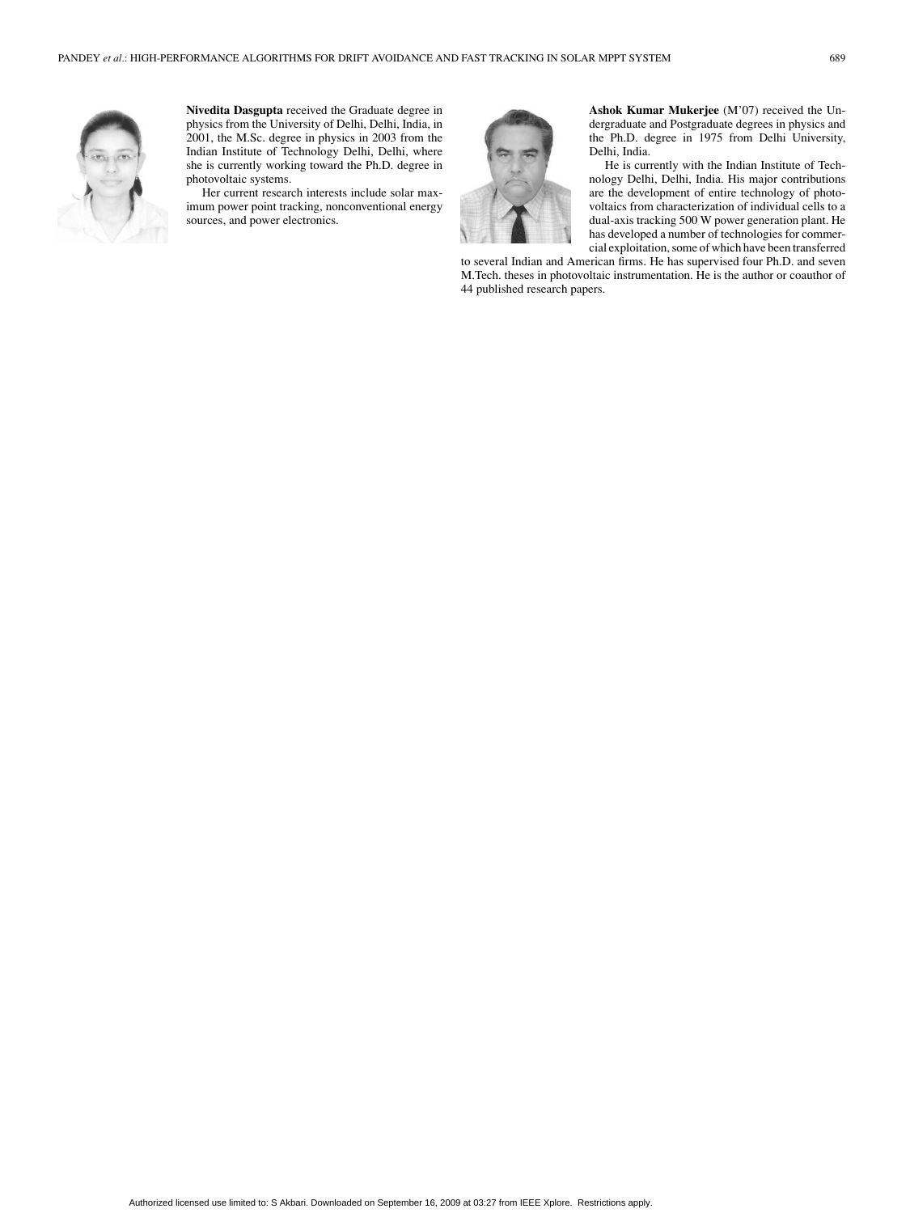**Nivedita Dasgupta** received the Graduate degree in physics from the University of Delhi, Delhi, India, in 2001, the M.Sc. degree in physics in 2003 from the Indian Institute of Technology Delhi, Delhi, where she is currently working toward the Ph.D. degree in photovoltaic systems.

Her current research interests include solar maximum power point tracking, nonconventional energy sources, and power electronics.

**Ashok Kumar Mukerjee** (M'07) received the Undergraduate and Postgraduate degrees in physics and the Ph.D. degree in 1975 from Delhi University, Delhi, India.

He is currently with the Indian Institute of Technology Delhi, Delhi, India. His major contributions are the development of entire technology of photovoltaics from characterization of individual cells to a dual-axis tracking 500 W power generation plant. He has developed a number of technologies for commercial exploitation, some of which have been transferred to several Indian and American firms. He has supervised four Ph.D. and seven M.Tech. theses in photovoltaic instrumentation. He is the author or coauthor of 44 published research papers.